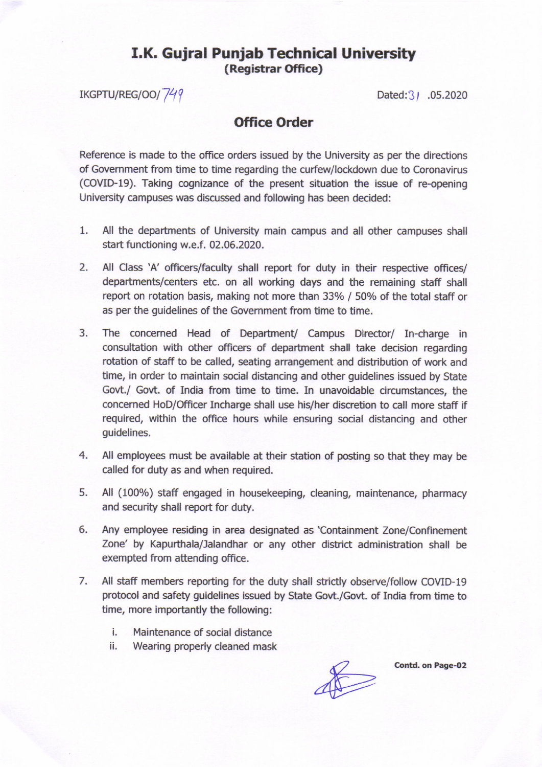# I.K. Gujral Punjab Technical University
## (Registrar Office)

IKGPTU/REG/OO/749 Dated:31 .05.2020

## Office Order

Reference is made to the office orders issued by the University as per the directions of Government from time to time regarding the curfew/lockdown due to Coronavirus (COVID-19). Taking cognizance of the present situation the issue of re-opening University campuses was discussed and following has been decided:

1. All the departments of University main campus and all other campuses shall start functioning w.e.f. 02.06.2020.
2. All Class 'A' officers/faculty shall report for duty in their respective offices/ departments/centers etc. on all working days and the remaining staff shall report on rotation basis, making not more than 33% / 50% of the total staff or as per the guidelines of the Government from time to time.
3. The concerned Head of Department/ Campus Director/ In-charge in consultation with other officers of department shall take decision regarding rotation of staff to be called, seating arrangement and distribution of work and time, in order to maintain social distancing and other guidelines issued by State Govt./ Govt. of India from time to time. In unavoidable circumstances, the concerned HoD/Officer Incharge shall use his/her discretion to call more staff if required, within the office hours while ensuring social distancing and other guidelines.
4. All employees must be available at their station of posting so that they may be called for duty as and when required.
5. All (100%) staff engaged in housekeeping, cleaning, maintenance, pharmacy and security shall report for duty.
6. Any employee residing in area designated as 'Containment Zone/Confinement Zone' by Kapurthala/Jalandhar or any other district administration shall be exempted from attending office.
7. All staff members reporting for the duty shall strictly observe/follow COVID-19 protocol and safety guidelines issued by State Govt./Govt. of India from time to time, more importantly the following:
   i. Maintenance of social distance
   ii. Wearing properly cleaned mask

**Contd. on Page-02**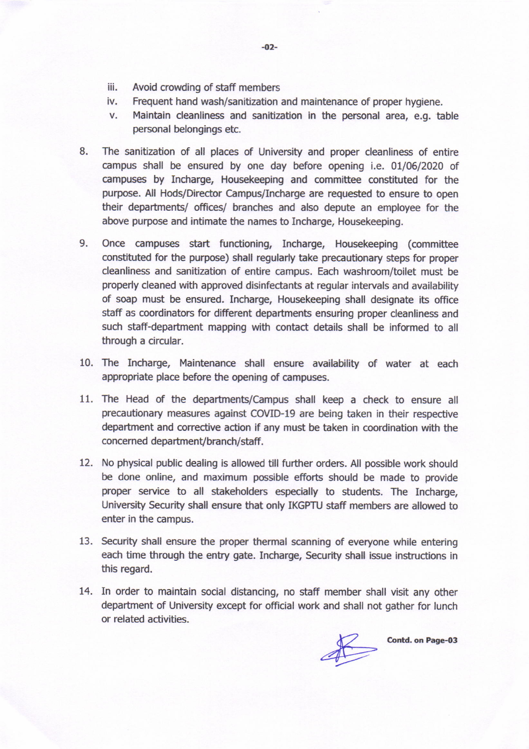iii. Avoid crowding of staff members
iv. Frequent hand wash/sanitization and maintenance of proper hygiene.
v. Maintain cleanliness and sanitization in the personal area, e.g. table personal belongings etc.

8. The sanitization of all places of University and proper cleanliness of entire campus shall be ensured by one day before opening i.e. 01/06/2020 of campuses by Incharge, Housekeeping and committee constituted for the purpose. All Hods/Director Campus/Incharge are requested to ensure to open their departments/ offices/ branches and also depute an employee for the above purpose and intimate the names to Incharge, Housekeeping.

9. Once campuses start functioning, Incharge, Housekeeping (committee constituted for the purpose) shall regularly take precautionary steps for proper cleanliness and sanitization of entire campus. Each washroom/toilet must be properly cleaned with approved disinfectants at regular intervals and availability of soap must be ensured. Incharge, Housekeeping shall designate its office staff as coordinators for different departments ensuring proper cleanliness and such staff-department mapping with contact details shall be informed to all through a circular.

10. The Incharge, Maintenance shall ensure availability of water at each appropriate place before the opening of campuses.

11. The Head of the departments/Campus shall keep a check to ensure all precautionary measures against COVID-19 are being taken in their respective department and corrective action if any must be taken in coordination with the concerned department/branch/staff.

12. No physical public dealing is allowed till further orders. All possible work should be done online, and maximum possible efforts should be made to provide proper service to all stakeholders especially to students. The Incharge, University Security shall ensure that only IKGPTU staff members are allowed to enter in the campus.

13. Security shall ensure the proper thermal scanning of everyone while entering each time through the entry gate. Incharge, Security shall issue instructions in this regard.

14. In order to maintain social distancing, no staff member shall visit any other department of University except for official work and shall not gather for lunch or related activities.

**Contd. on Page-03**